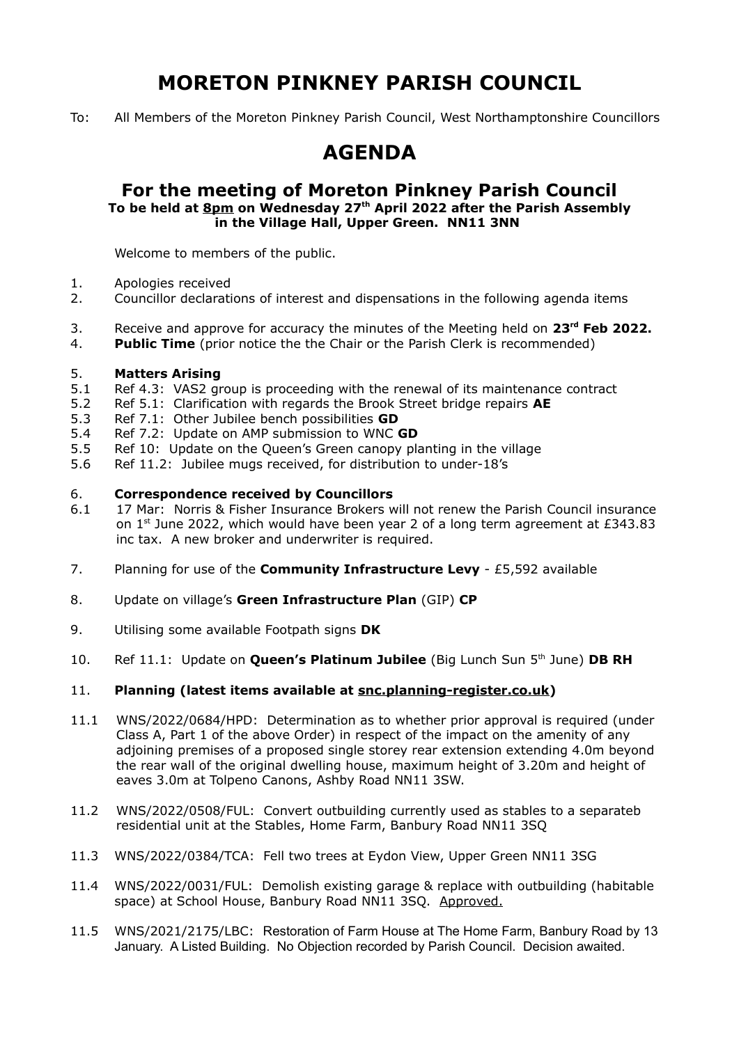# MORETON PINKNEY PARISH COUNCIL

To: All Members of the Moreton Pinkney Parish Council, West Northamptonshire Councillors

# AGENDA

## For the meeting of Moreton Pinkney Parish Council

**To be held at 8pm on Wednesday 27th April 2022 after the Parish Assembly in the Village Hall, Upper Green. NN11 3NN**

Welcome to members of the public.

1. Apologies received
2. Councillor declarations of interest and dispensations in the following agenda items
3. Receive and approve for accuracy the minutes of the Meeting held on **23rd Feb 2022.**
4. **Public Time** (prior notice the the Chair or the Parish Clerk is recommended)

5. **Matters Arising**

5.1 Ref 4.3: VAS2 group is proceeding with the renewal of its maintenance contract
5.2 Ref 5.1: Clarification with regards the Brook Street bridge repairs **AE**
5.3 Ref 7.1: Other Jubilee bench possibilities **GD**
5.4 Ref 7.2: Update on AMP submission to WNC **GD**
5.5 Ref 10: Update on the Queen's Green canopy planting in the village
5.6 Ref 11.2: Jubilee mugs received, for distribution to under-18's

6. **Correspondence received by Councillors**

6.1 17 Mar: Norris & Fisher Insurance Brokers will not renew the Parish Council insurance on 1st June 2022, which would have been year 2 of a long term agreement at £343.83 inc tax. A new broker and underwriter is required.

7. Planning for use of the **Community Infrastructure Levy** - £5,592 available

8. Update on village's **Green Infrastructure Plan** (GIP) **CP**

9. Utilising some available Footpath signs **DK**

10. Ref 11.1: Update on **Queen's Platinum Jubilee** (Big Lunch Sun 5th June) **DB RH**

11. **Planning (latest items available at snc.planning-register.co.uk)**

11.1 WNS/2022/0684/HPD: Determination as to whether prior approval is required (under Class A, Part 1 of the above Order) in respect of the impact on the amenity of any adjoining premises of a proposed single storey rear extension extending 4.0m beyond the rear wall of the original dwelling house, maximum height of 3.20m and height of eaves 3.0m at Tolpeno Canons, Ashby Road NN11 3SW.

11.2 WNS/2022/0508/FUL: Convert outbuilding currently used as stables to a separateb residential unit at the Stables, Home Farm, Banbury Road NN11 3SQ

11.3 WNS/2022/0384/TCA: Fell two trees at Eydon View, Upper Green NN11 3SG

11.4 WNS/2022/0031/FUL: Demolish existing garage & replace with outbuilding (habitable space) at School House, Banbury Road NN11 3SQ. Approved.

11.5 WNS/2021/2175/LBC: Restoration of Farm House at The Home Farm, Banbury Road by 13 January. A Listed Building. No Objection recorded by Parish Council. Decision awaited.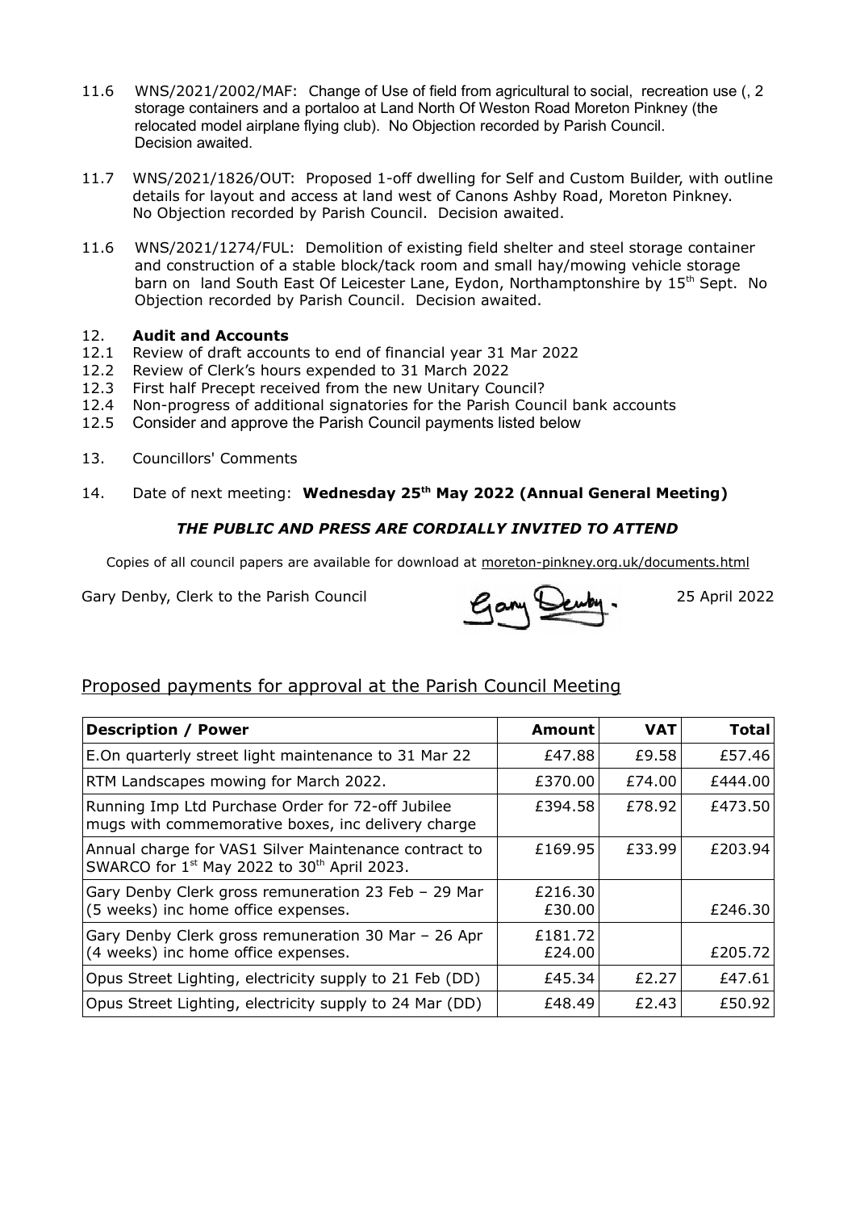11.6 WNS/2021/2002/MAF: Change of Use of field from agricultural to social, recreation use (, 2 storage containers and a portaloo at Land North Of Weston Road Moreton Pinkney (the relocated model airplane flying club). No Objection recorded by Parish Council. Decision awaited.

11.7 WNS/2021/1826/OUT: Proposed 1-off dwelling for Self and Custom Builder, with outline details for layout and access at land west of Canons Ashby Road, Moreton Pinkney. No Objection recorded by Parish Council. Decision awaited.

11.6 WNS/2021/1274/FUL: Demolition of existing field shelter and steel storage container and construction of a stable block/tack room and small hay/mowing vehicle storage barn on land South East Of Leicester Lane, Eydon, Northamptonshire by 15th Sept. No Objection recorded by Parish Council. Decision awaited.

12. **Audit and Accounts**

12.1 Review of draft accounts to end of financial year 31 Mar 2022

12.2 Review of Clerk's hours expended to 31 March 2022

12.3 First half Precept received from the new Unitary Council?

12.4 Non-progress of additional signatories for the Parish Council bank accounts

12.5 Consider and approve the Parish Council payments listed below

13. Councillors' Comments

14. Date of next meeting: **Wednesday 25th May 2022 (Annual General Meeting)**

***THE PUBLIC AND PRESS ARE CORDIALLY INVITED TO ATTEND***

Copies of all council papers are available for download at moreton-pinkney.org.uk/documents.html

Gary Denby, Clerk to the Parish Council 25 April 2022

## Proposed payments for approval at the Parish Council Meeting

| Description / Power | Amount | VAT | Total |
|---|---|---|---|
| E.On quarterly street light maintenance to 31 Mar 22 | £47.88 | £9.58 | £57.46 |
| RTM Landscapes mowing for March 2022. | £370.00 | £74.00 | £444.00 |
| Running Imp Ltd Purchase Order for 72-off Jubilee mugs with commemorative boxes, inc delivery charge | £394.58 | £78.92 | £473.50 |
| Annual charge for VAS1 Silver Maintenance contract to SWARCO for 1st May 2022 to 30th April 2023. | £169.95 | £33.99 | £203.94 |
| Gary Denby Clerk gross remuneration 23 Feb – 29 Mar (5 weeks) inc home office expenses. | £216.30<br>£30.00 | | £246.30 |
| Gary Denby Clerk gross remuneration 30 Mar – 26 Apr (4 weeks) inc home office expenses. | £181.72<br>£24.00 | | £205.72 |
| Opus Street Lighting, electricity supply to 21 Feb (DD) | £45.34 | £2.27 | £47.61 |
| Opus Street Lighting, electricity supply to 24 Mar (DD) | £48.49 | £2.43 | £50.92 |